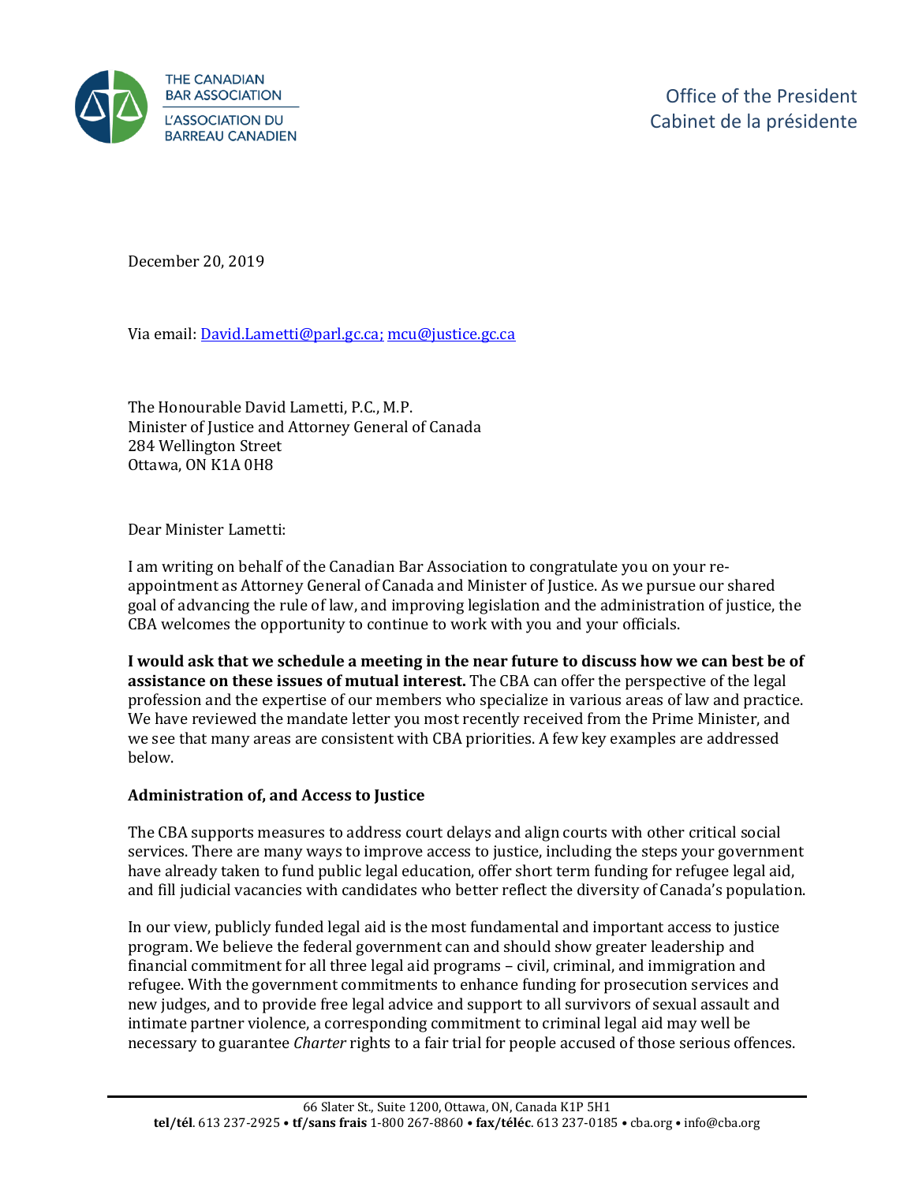THE CANADIAN BAR ASSOCIATION
L'ASSOCIATION DU BARREAU CANADIEN

Office of the President
Cabinet de la présidente

December 20, 2019

Via email: David.Lametti@parl.gc.ca; mcu@justice.gc.ca

The Honourable David Lametti, P.C., M.P.
Minister of Justice and Attorney General of Canada
284 Wellington Street
Ottawa, ON K1A 0H8

Dear Minister Lametti:

I am writing on behalf of the Canadian Bar Association to congratulate you on your re-appointment as Attorney General of Canada and Minister of Justice. As we pursue our shared goal of advancing the rule of law, and improving legislation and the administration of justice, the CBA welcomes the opportunity to continue to work with you and your officials.

**I would ask that we schedule a meeting in the near future to discuss how we can best be of assistance on these issues of mutual interest.** The CBA can offer the perspective of the legal profession and the expertise of our members who specialize in various areas of law and practice. We have reviewed the mandate letter you most recently received from the Prime Minister, and we see that many areas are consistent with CBA priorities. A few key examples are addressed below.

**Administration of, and Access to Justice**

The CBA supports measures to address court delays and align courts with other critical social services. There are many ways to improve access to justice, including the steps your government have already taken to fund public legal education, offer short term funding for refugee legal aid, and fill judicial vacancies with candidates who better reflect the diversity of Canada's population.

In our view, publicly funded legal aid is the most fundamental and important access to justice program. We believe the federal government can and should show greater leadership and financial commitment for all three legal aid programs – civil, criminal, and immigration and refugee. With the government commitments to enhance funding for prosecution services and new judges, and to provide free legal advice and support to all survivors of sexual assault and intimate partner violence, a corresponding commitment to criminal legal aid may well be necessary to guarantee *Charter* rights to a fair trial for people accused of those serious offences.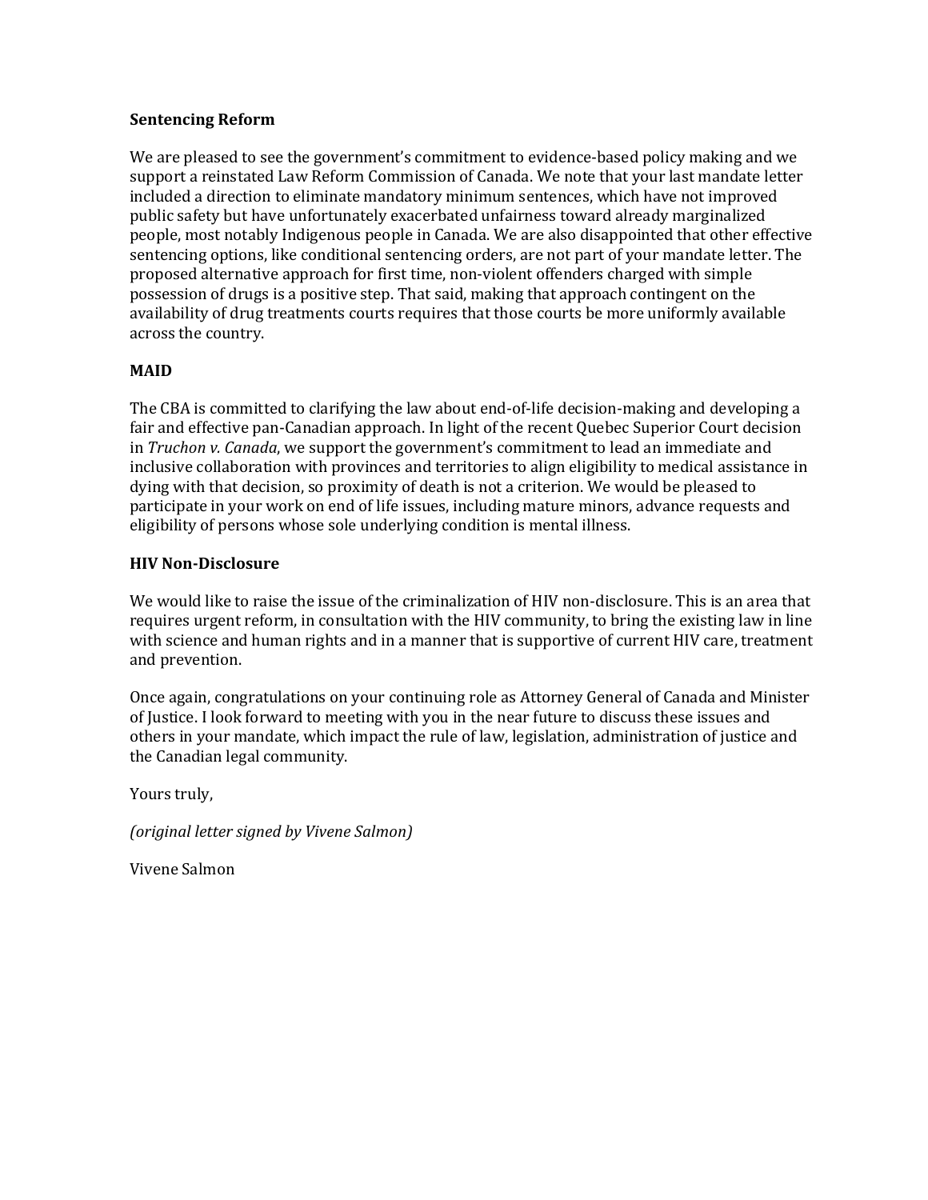**Sentencing Reform**

We are pleased to see the government's commitment to evidence-based policy making and we support a reinstated Law Reform Commission of Canada. We note that your last mandate letter included a direction to eliminate mandatory minimum sentences, which have not improved public safety but have unfortunately exacerbated unfairness toward already marginalized people, most notably Indigenous people in Canada. We are also disappointed that other effective sentencing options, like conditional sentencing orders, are not part of your mandate letter. The proposed alternative approach for first time, non-violent offenders charged with simple possession of drugs is a positive step. That said, making that approach contingent on the availability of drug treatments courts requires that those courts be more uniformly available across the country.

**MAID**

The CBA is committed to clarifying the law about end-of-life decision-making and developing a fair and effective pan-Canadian approach. In light of the recent Quebec Superior Court decision in *Truchon v. Canada*, we support the government's commitment to lead an immediate and inclusive collaboration with provinces and territories to align eligibility to medical assistance in dying with that decision, so proximity of death is not a criterion. We would be pleased to participate in your work on end of life issues, including mature minors, advance requests and eligibility of persons whose sole underlying condition is mental illness.

**HIV Non-Disclosure**

We would like to raise the issue of the criminalization of HIV non-disclosure. This is an area that requires urgent reform, in consultation with the HIV community, to bring the existing law in line with science and human rights and in a manner that is supportive of current HIV care, treatment and prevention.

Once again, congratulations on your continuing role as Attorney General of Canada and Minister of Justice. I look forward to meeting with you in the near future to discuss these issues and others in your mandate, which impact the rule of law, legislation, administration of justice and the Canadian legal community.

Yours truly,

*(original letter signed by Vivene Salmon)*

Vivene Salmon